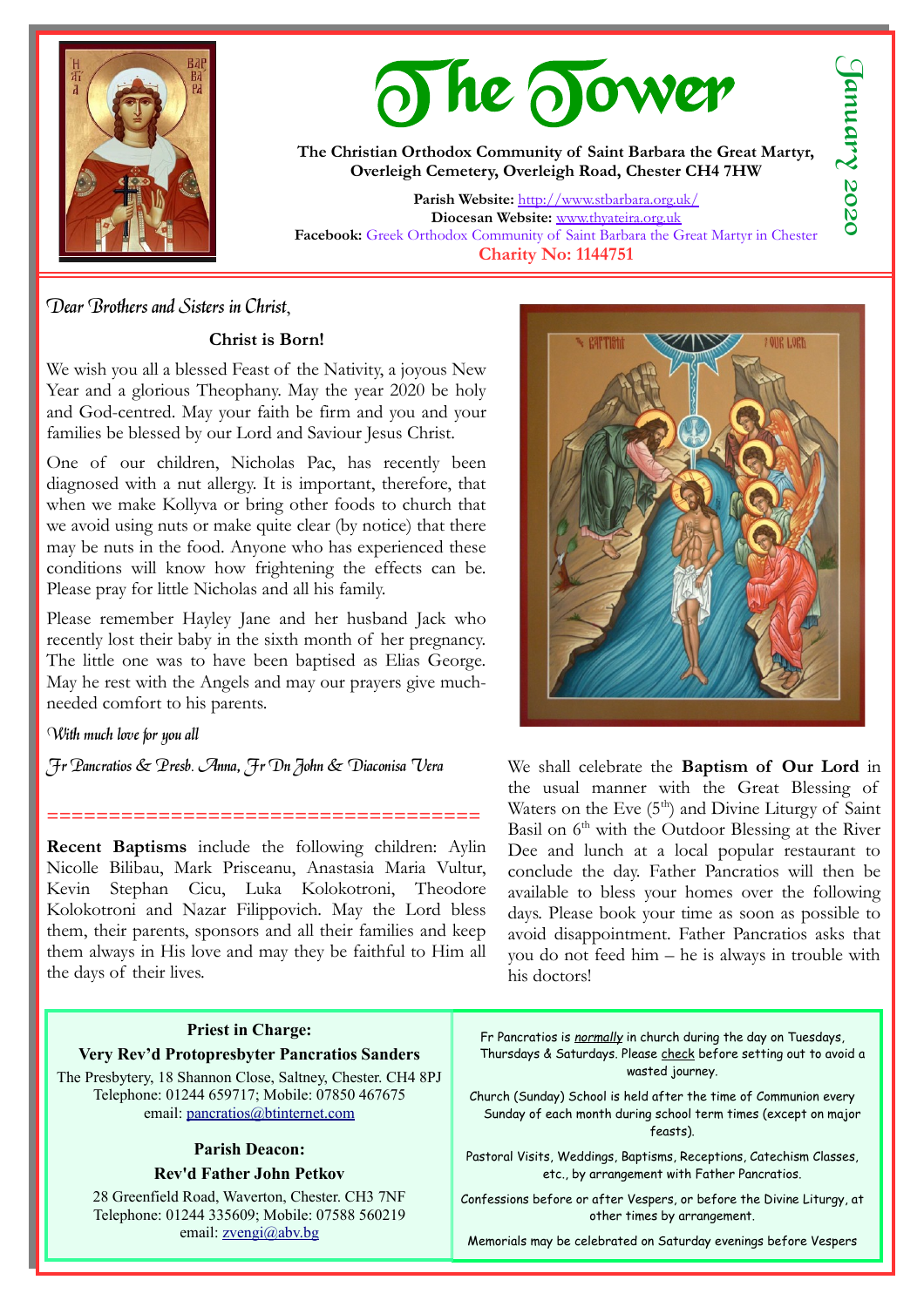# The Tower

**January 2020**

**The Christian Orthodox Community of Saint Barbara the Great Martyr, Overleigh Cemetery, Overleigh Road, Chester CH4 7HW**

**Parish Website:** http://www.stbarbara.org.uk/
**Diocesan Website:** www.thyateira.org.uk
**Facebook:** Greek Orthodox Community of Saint Barbara the Great Martyr in Chester
**Charity No: 1144751**

*Dear Brothers and Sisters in Christ,*

**Christ is Born!**

We wish you all a blessed Feast of the Nativity, a joyous New Year and a glorious Theophany. May the year 2020 be holy and God-centred. May your faith be firm and you and your families be blessed by our Lord and Saviour Jesus Christ.

One of our children, Nicholas Pac, has recently been diagnosed with a nut allergy. It is important, therefore, that when we make Kollyva or bring other foods to church that we avoid using nuts or make quite clear (by notice) that there may be nuts in the food. Anyone who has experienced these conditions will know how frightening the effects can be. Please pray for little Nicholas and all his family.

Please remember Hayley Jane and her husband Jack who recently lost their baby in the sixth month of her pregnancy. The little one was to have been baptised as Elias George. May he rest with the Angels and may our prayers give much-needed comfort to his parents.

*With much love for you all*

*Fr Pancratios & Presb. Anna, Fr Dn John & Diaconisa Vera*

==================================

**Recent Baptisms** include the following children: Aylin Nicolle Bilibau, Mark Prisceanu, Anastasia Maria Vultur, Kevin Stephan Cicu, Luka Kolokotroni, Theodore Kolokotroni and Nazar Filippovich. May the Lord bless them, their parents, sponsors and all their families and keep them always in His love and may they be faithful to Him all the days of their lives.

We shall celebrate the **Baptism of Our Lord** in the usual manner with the Great Blessing of Waters on the Eve (5th) and Divine Liturgy of Saint Basil on 6th with the Outdoor Blessing at the River Dee and lunch at a local popular restaurant to conclude the day. Father Pancratios will then be available to bless your homes over the following days. Please book your time as soon as possible to avoid disappointment. Father Pancratios asks that you do not feed him – he is always in trouble with his doctors!

**Priest in Charge:**
**Very Rev'd Protopresbyter Pancratios Sanders**
The Presbytery, 18 Shannon Close, Saltney, Chester. CH4 8PJ
Telephone: 01244 659717; Mobile: 07850 467675
email: pancratios@btinternet.com

**Parish Deacon:**
**Rev'd Father John Petkov**
28 Greenfield Road, Waverton, Chester. CH3 7NF
Telephone: 01244 335609; Mobile: 07588 560219
email: zvengi@abv.bg

Fr Pancratios is *normally* in church during the day on Tuesdays, Thursdays & Saturdays. Please check before setting out to avoid a wasted journey.

Church (Sunday) School is held after the time of Communion every Sunday of each month during school term times (except on major feasts).

Pastoral Visits, Weddings, Baptisms, Receptions, Catechism Classes, etc., by arrangement with Father Pancratios.

Confessions before or after Vespers, or before the Divine Liturgy, at other times by arrangement.

Memorials may be celebrated on Saturday evenings before Vespers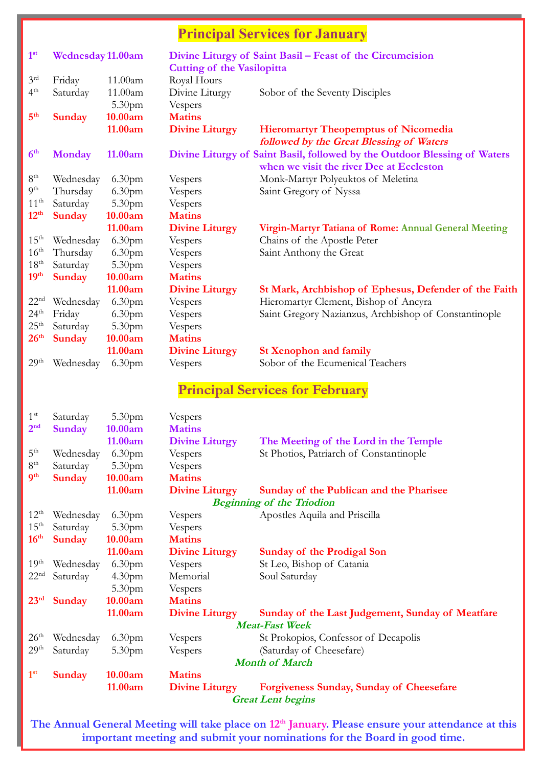## Principal Services for January

| | | | | |
|---|---|---|---|---|
| **1st** | **Wednesday** | **11.00am** | **Divine Liturgy of Saint Basil – Feast of the Circumcision** | |
| | | | **Cutting of the Vasilopitta** | |
| 3rd | Friday | 11.00am | Royal Hours | |
| 4th | Saturday | 11.00am | Divine Liturgy | Sobor of the Seventy Disciples |
| | | 5.30pm | Vespers | |
| **5th** | **Sunday** | **10.00am** | **Matins** | |
| | | **11.00am** | **Divine Liturgy** | **Hieromartyr Theopemptus of Nicomedia** |
| | | | | ***followed by the Great Blessing of Waters*** |
| **6th** | **Monday** | **11.00am** | **Divine Liturgy of Saint Basil, followed by the Outdoor Blessing of Waters** | |
| | | | **when we visit the river Dee at Eccleston** | |
| 8th | Wednesday | 6.30pm | Vespers | Monk-Martyr Polyeuktos of Meletina |
| 9th | Thursday | 6.30pm | Vespers | Saint Gregory of Nyssa |
| 11th | Saturday | 5.30pm | Vespers | |
| **12th** | **Sunday** | **10.00am** | **Matins** | |
| | | **11.00am** | **Divine Liturgy** | **Virgin-Martyr Tatiana of Rome: Annual General Meeting** |
| 15th | Wednesday | 6.30pm | Vespers | Chains of the Apostle Peter |
| 16th | Thursday | 6.30pm | Vespers | Saint Anthony the Great |
| 18th | Saturday | 5.30pm | Vespers | |
| **19th** | **Sunday** | **10.00am** | **Matins** | |
| | | **11.00am** | **Divine Liturgy** | **St Mark, Archbishop of Ephesus, Defender of the Faith** |
| 22nd | Wednesday | 6.30pm | Vespers | Hieromartyr Clement, Bishop of Ancyra |
| 24th | Friday | 6.30pm | Vespers | Saint Gregory Nazianzus, Archbishop of Constantinople |
| 25th | Saturday | 5.30pm | Vespers | |
| **26th** | **Sunday** | **10.00am** | **Matins** | |
| | | **11.00am** | **Divine Liturgy** | **St Xenophon and family** |
| 29th | Wednesday | 6.30pm | Vespers | Sobor of the Ecumenical Teachers |

## Principal Services for February

| | | | | |
|---|---|---|---|---|
| 1st | Saturday | 5.30pm | Vespers | |
| **2nd** | **Sunday** | **10.00am** | **Matins** | |
| | | **11.00am** | **Divine Liturgy** | **The Meeting of the Lord in the Temple** |
| 5th | Wednesday | 6.30pm | Vespers | St Photios, Patriarch of Constantinople |
| 8th | Saturday | 5.30pm | Vespers | |
| **9th** | **Sunday** | **10.00am** | **Matins** | |
| | | **11.00am** | **Divine Liturgy** | **Sunday of the Publican and the Pharisee** |
| | | | ***Beginning of the Triodion*** | |
| 12th | Wednesday | 6.30pm | Vespers | Apostles Aquila and Priscilla |
| 15th | Saturday | 5.30pm | Vespers | |
| **16th** | **Sunday** | **10.00am** | **Matins** | |
| | | **11.00am** | **Divine Liturgy** | **Sunday of the Prodigal Son** |
| 19th | Wednesday | 6.30pm | Vespers | St Leo, Bishop of Catania |
| 22nd | Saturday | 4.30pm | Memorial | Soul Saturday |
| | | 5.30pm | Vespers | |
| **23rd** | **Sunday** | **10.00am** | **Matins** | |
| | | **11.00am** | **Divine Liturgy** | **Sunday of the Last Judgement, Sunday of Meatfare** |
| | | | ***Meat-Fast Week*** | |
| 26th | Wednesday | 6.30pm | Vespers | St Prokopios, Confessor of Decapolis |
| 29th | Saturday | 5.30pm | Vespers | (Saturday of Cheesefare) |
| | | | ***Month of March*** | |
| **1st** | **Sunday** | **10.00am** | **Matins** | |
| | | **11.00am** | **Divine Liturgy** | **Forgiveness Sunday, Sunday of Cheesefare** |
| | | | ***Great Lent begins*** | |

**The Annual General Meeting will take place on 12th January. Please ensure your attendance at this important meeting and submit your nominations for the Board in good time.**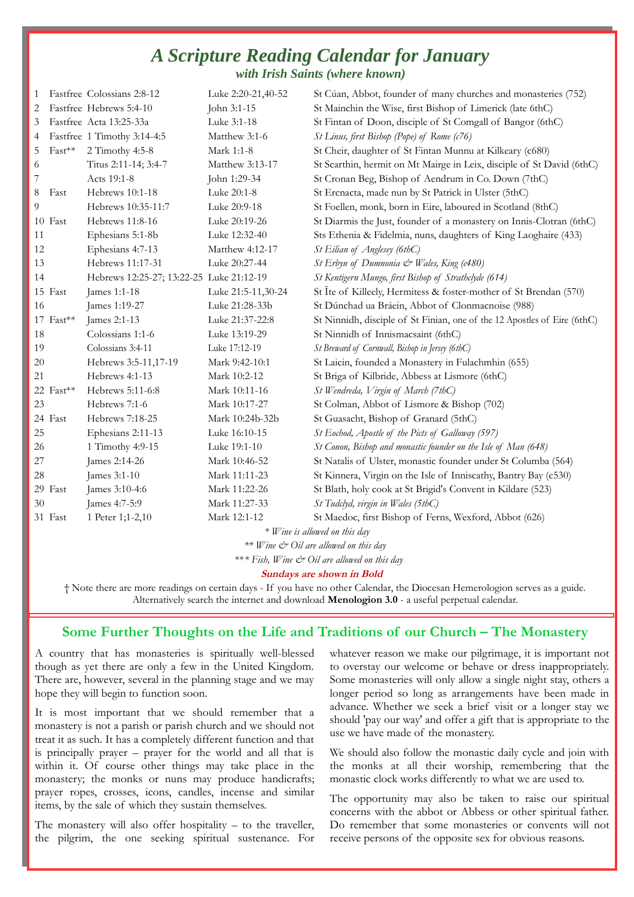# *A Scripture Reading Calendar for January*

### *with Irish Saints (where known)*

| Day | Fast | Epistle | Gospel | Saint |
|---|---|---|---|---|
| 1 | Fastfree | Colossians 2:8-12 | Luke 2:20-21,40-52 | St Cúan, Abbot, founder of many churches and monasteries (752) |
| 2 | Fastfree | Hebrews 5:4-10 | John 3:1-15 | St Mainchin the Wise, first Bishop of Limerick (late 6thC) |
| 3 | Fastfree | Acta 13:25-33a | Luke 3:1-18 | St Fintan of Doon, disciple of St Comgall of Bangor (6thC) |
| 4 | Fastfree | 1 Timothy 3:14-4:5 | Matthew 3:1-6 | *St Linus, first Bishop (Pope) of Rome (c76)* |
| 5 | Fast** | 2 Timothy 4:5-8 | Mark 1:1-8 | St Cheir, daughter of St Fintan Munnu at Kilkeary (c680) |
| 6 | | Titus 2:11-14; 3:4-7 | Matthew 3:13-17 | St Scarthin, hermit on Mt Mairge in Leix, disciple of St David (6thC) |
| 7 | | Acts 19:1-8 | John 1:29-34 | St Cronan Beg, Bishop of Aendrum in Co. Down (7thC) |
| 8 | Fast | Hebrews 10:1-18 | Luke 20:1-8 | St Ercnacta, made nun by St Patrick in Ulster (5thC) |
| 9 | | Hebrews 10:35-11:7 | Luke 20:9-18 | St Foellen, monk, born in Eire, laboured in Scotland (8thC) |
| 10 | Fast | Hebrews 11:8-16 | Luke 20:19-26 | St Diarmis the Just, founder of a monastery on Innis-Clotran (6thC) |
| 11 | | Ephesians 5:1-8b | Luke 12:32-40 | Sts Ethenia & Fidelmia, nuns, daughters of King Laoghaire (433) |
| 12 | | Ephesians 4:7-13 | Matthew 4:12-17 | *St Eilian of Anglesey (6thC)* |
| 13 | | Hebrews 11:17-31 | Luke 20:27-44 | *St Erbyn of Dumnonia & Wales, King (c480)* |
| 14 | | Hebrews 12:25-27; 13:22-25 | Luke 21:12-19 | *St Kentigern Mungo, first Bishop of Strathclyde (614)* |
| 15 | Fast | James 1:1-18 | Luke 21:5-11,30-24 | St Īte of Killeely, Hermitess & foster-mother of St Brendan (570) |
| 16 | | James 1:19-27 | Luke 21:28-33b | St Dúnchad ua Bráein, Abbot of Clonmacnoise (988) |
| 17 | Fast** | James 2:1-13 | Luke 21:37-22:8 | St Ninnidh, disciple of St Finian, one of the 12 Apostles of Eire (6thC) |
| 18 | | Colossians 1:1-6 | Luke 13:19-29 | St Ninnidh of Innismacsaint (6thC) |
| 19 | | Colossians 3:4-11 | Luke 17:12-19 | *St Breward of Cornwall, Bishop in Jersey (6thC)* |
| 20 | | Hebrews 3:5-11,17-19 | Mark 9:42-10:1 | St Laicin, founded a Monastery in Fulachmhin (655) |
| 21 | | Hebrews 4:1-13 | Mark 10:2-12 | St Briga of Kilbride, Abbess at Lismore (6thC) |
| 22 | Fast** | Hebrews 5:11-6:8 | Mark 10:11-16 | *St Wendreda, Virgin of March (7thC)* |
| 23 | | Hebrews 7:1-6 | Mark 10:17-27 | St Colman, Abbot of Lismore & Bishop (702) |
| 24 | Fast | Hebrews 7:18-25 | Mark 10:24b-32b | St Guasacht, Bishop of Granard (5thC) |
| 25 | | Ephesians 2:11-13 | Luke 16:10-15 | *St Eochod, Apostle of the Picts of Galloway (597)* |
| 26 | | 1 Timothy 4:9-15 | Luke 19:1-10 | *St Conon, Bishop and monastic founder on the Isle of Man (648)* |
| 27 | | James 2:14-26 | Mark 10:46-52 | St Natalis of Ulster, monastic founder under St Columba (564) |
| 28 | | James 3:1-10 | Mark 11:11-23 | St Kinnera, Virgin on the Isle of Inniscathy, Bantry Bay (c530) |
| 29 | Fast | James 3:10-4:6 | Mark 11:22-26 | St Blath, holy cook at St Brigid's Convent in Kildare (523) |
| 30 | | James 4:7-5:9 | Mark 11:27-33 | *St Tudclyd, virgin in Wales (5thC)* |
| 31 | Fast | 1 Peter 1;1-2,10 | Mark 12:1-12 | St Maedoc, first Bishop of Ferns, Wexford, Abbot (626) |

*\* Wine is allowed on this day*

*\*\* Wine & Oil are allowed on this day*

*\*\*\* Fish, Wine & Oil are allowed on this day*

**Sundays are shown in Bold**

† Note there are more readings on certain days - If you have no other Calendar, the Diocesan Hemerologion serves as a guide. Alternatively search the internet and download **Menologion 3.0** - a useful perpetual calendar.

## Some Further Thoughts on the Life and Traditions of our Church – The Monastery

A country that has monasteries is spiritually well-blessed though as yet there are only a few in the United Kingdom. There are, however, several in the planning stage and we may hope they will begin to function soon.

It is most important that we should remember that a monastery is not a parish or parish church and we should not treat it as such. It has a completely different function and that is principally prayer – prayer for the world and all that is within it. Of course other things may take place in the monastery; the monks or nuns may produce handicrafts; prayer ropes, crosses, icons, candles, incense and similar items, by the sale of which they sustain themselves.

The monastery will also offer hospitality – to the traveller, the pilgrim, the one seeking spiritual sustenance. For whatever reason we make our pilgrimage, it is important not to overstay our welcome or behave or dress inappropriately. Some monasteries will only allow a single night stay, others a longer period so long as arrangements have been made in advance. Whether we seek a brief visit or a longer stay we should 'pay our way' and offer a gift that is appropriate to the use we have made of the monastery.

We should also follow the monastic daily cycle and join with the monks at all their worship, remembering that the monastic clock works differently to what we are used to.

The opportunity may also be taken to raise our spiritual concerns with the abbot or Abbess or other spiritual father. Do remember that some monasteries or convents will not receive persons of the opposite sex for obvious reasons.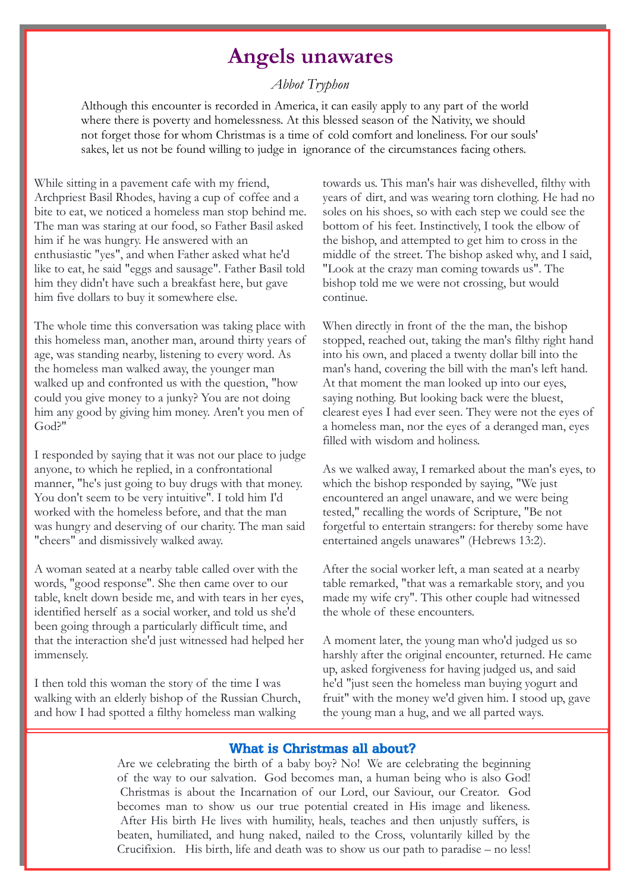# Angels unawares

*Abbot Tryphon*

Although this encounter is recorded in America, it can easily apply to any part of the world where there is poverty and homelessness. At this blessed season of the Nativity, we should not forget those for whom Christmas is a time of cold comfort and loneliness. For our souls' sakes, let us not be found willing to judge in ignorance of the circumstances facing others.

While sitting in a pavement cafe with my friend, Archpriest Basil Rhodes, having a cup of coffee and a bite to eat, we noticed a homeless man stop behind me. The man was staring at our food, so Father Basil asked him if he was hungry. He answered with an enthusiastic "yes", and when Father asked what he'd like to eat, he said "eggs and sausage". Father Basil told him they didn't have such a breakfast here, but gave him five dollars to buy it somewhere else.

The whole time this conversation was taking place with this homeless man, another man, around thirty years of age, was standing nearby, listening to every word. As the homeless man walked away, the younger man walked up and confronted us with the question, "how could you give money to a junky? You are not doing him any good by giving him money. Aren't you men of God?"

I responded by saying that it was not our place to judge anyone, to which he replied, in a confrontational manner, "he's just going to buy drugs with that money. You don't seem to be very intuitive". I told him I'd worked with the homeless before, and that the man was hungry and deserving of our charity. The man said "cheers" and dismissively walked away.

A woman seated at a nearby table called over with the words, "good response". She then came over to our table, knelt down beside me, and with tears in her eyes, identified herself as a social worker, and told us she'd been going through a particularly difficult time, and that the interaction she'd just witnessed had helped her immensely.

I then told this woman the story of the time I was walking with an elderly bishop of the Russian Church, and how I had spotted a filthy homeless man walking towards us. This man's hair was dishevelled, filthy with years of dirt, and was wearing torn clothing. He had no soles on his shoes, so with each step we could see the bottom of his feet. Instinctively, I took the elbow of the bishop, and attempted to get him to cross in the middle of the street. The bishop asked why, and I said, "Look at the crazy man coming towards us". The bishop told me we were not crossing, but would continue.

When directly in front of the the man, the bishop stopped, reached out, taking the man's filthy right hand into his own, and placed a twenty dollar bill into the man's hand, covering the bill with the man's left hand. At that moment the man looked up into our eyes, saying nothing. But looking back were the bluest, clearest eyes I had ever seen. They were not the eyes of a homeless man, nor the eyes of a deranged man, eyes filled with wisdom and holiness.

As we walked away, I remarked about the man's eyes, to which the bishop responded by saying, "We just encountered an angel unaware, and we were being tested," recalling the words of Scripture, "Be not forgetful to entertain strangers: for thereby some have entertained angels unawares" (Hebrews 13:2).

After the social worker left, a man seated at a nearby table remarked, "that was a remarkable story, and you made my wife cry". This other couple had witnessed the whole of these encounters.

A moment later, the young man who'd judged us so harshly after the original encounter, returned. He came up, asked forgiveness for having judged us, and said he'd "just seen the homeless man buying yogurt and fruit" with the money we'd given him. I stood up, gave the young man a hug, and we all parted ways.

## What is Christmas all about?

Are we celebrating the birth of a baby boy? No! We are celebrating the beginning of the way to our salvation. God becomes man, a human being who is also God! Christmas is about the Incarnation of our Lord, our Saviour, our Creator. God becomes man to show us our true potential created in His image and likeness. After His birth He lives with humility, heals, teaches and then unjustly suffers, is beaten, humiliated, and hung naked, nailed to the Cross, voluntarily killed by the Crucifixion. His birth, life and death was to show us our path to paradise – no less!